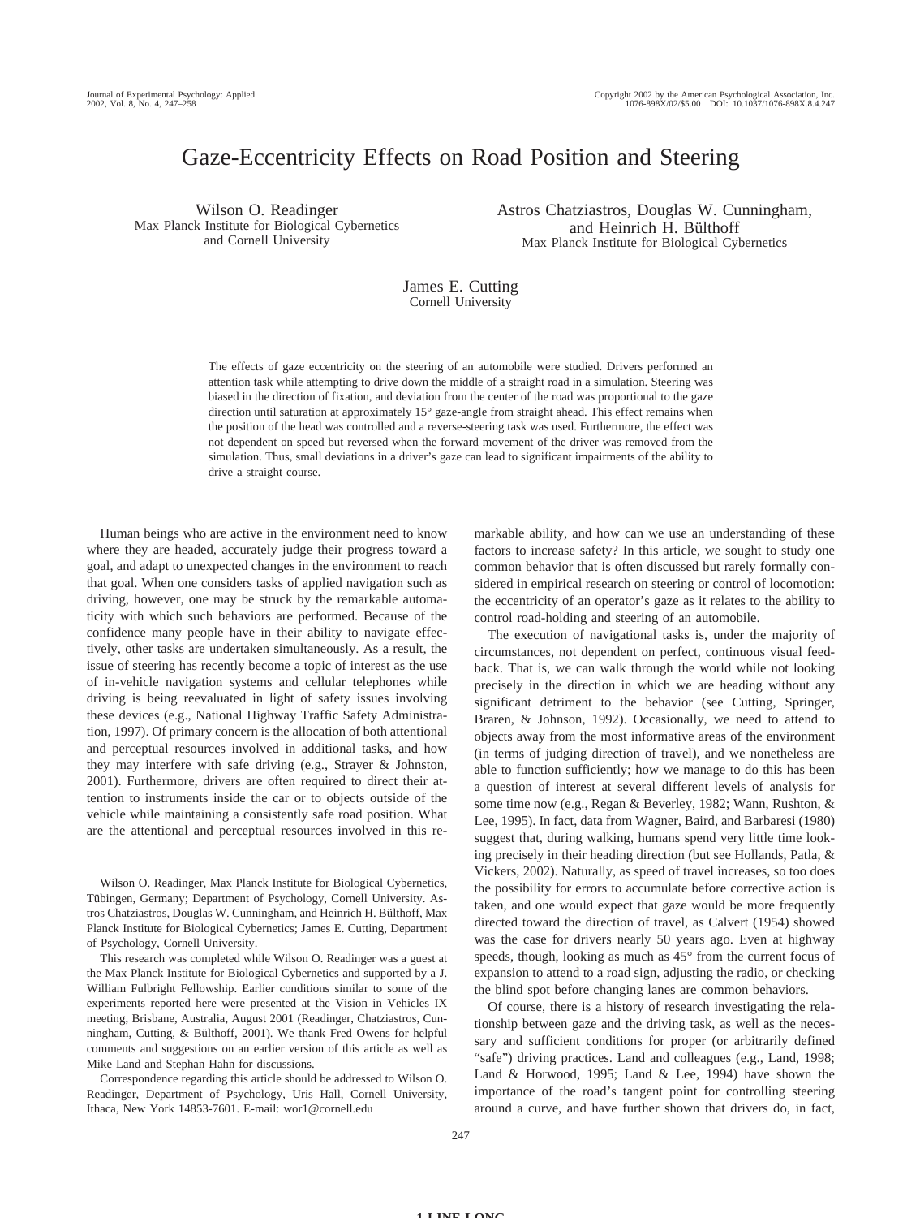# Gaze-Eccentricity Effects on Road Position and Steering

Wilson O. Readinger
Max Planck Institute for Biological Cybernetics and Cornell University

Astros Chatziastros, Douglas W. Cunningham, and Heinrich H. Bülthoff
Max Planck Institute for Biological Cybernetics

James E. Cutting
Cornell University

The effects of gaze eccentricity on the steering of an automobile were studied. Drivers performed an attention task while attempting to drive down the middle of a straight road in a simulation. Steering was biased in the direction of fixation, and deviation from the center of the road was proportional to the gaze direction until saturation at approximately 15° gaze-angle from straight ahead. This effect remains when the position of the head was controlled and a reverse-steering task was used. Furthermore, the effect was not dependent on speed but reversed when the forward movement of the driver was removed from the simulation. Thus, small deviations in a driver's gaze can lead to significant impairments of the ability to drive a straight course.

Human beings who are active in the environment need to know where they are headed, accurately judge their progress toward a goal, and adapt to unexpected changes in the environment to reach that goal. When one considers tasks of applied navigation such as driving, however, one may be struck by the remarkable automaticity with which such behaviors are performed. Because of the confidence many people have in their ability to navigate effectively, other tasks are undertaken simultaneously. As a result, the issue of steering has recently become a topic of interest as the use of in-vehicle navigation systems and cellular telephones while driving is being reevaluated in light of safety issues involving these devices (e.g., National Highway Traffic Safety Administration, 1997). Of primary concern is the allocation of both attentional and perceptual resources involved in additional tasks, and how they may interfere with safe driving (e.g., Strayer & Johnston, 2001). Furthermore, drivers are often required to direct their attention to instruments inside the car or to objects outside of the vehicle while maintaining a consistently safe road position. What are the attentional and perceptual resources involved in this remarkable ability, and how can we use an understanding of these factors to increase safety? In this article, we sought to study one common behavior that is often discussed but rarely formally considered in empirical research on steering or control of locomotion: the eccentricity of an operator's gaze as it relates to the ability to control road-holding and steering of an automobile.

The execution of navigational tasks is, under the majority of circumstances, not dependent on perfect, continuous visual feedback. That is, we can walk through the world while not looking precisely in the direction in which we are heading without any significant detriment to the behavior (see Cutting, Springer, Braren, & Johnson, 1992). Occasionally, we need to attend to objects away from the most informative areas of the environment (in terms of judging direction of travel), and we nonetheless are able to function sufficiently; how we manage to do this has been a question of interest at several different levels of analysis for some time now (e.g., Regan & Beverley, 1982; Wann, Rushton, & Lee, 1995). In fact, data from Wagner, Baird, and Barbaresi (1980) suggest that, during walking, humans spend very little time looking precisely in their heading direction (but see Hollands, Patla, & Vickers, 2002). Naturally, as speed of travel increases, so too does the possibility for errors to accumulate before corrective action is taken, and one would expect that gaze would be more frequently directed toward the direction of travel, as Calvert (1954) showed was the case for drivers nearly 50 years ago. Even at highway speeds, though, looking as much as 45° from the current focus of expansion to attend to a road sign, adjusting the radio, or checking the blind spot before changing lanes are common behaviors.

Of course, there is a history of research investigating the relationship between gaze and the driving task, as well as the necessary and sufficient conditions for proper (or arbitrarily defined "safe") driving practices. Land and colleagues (e.g., Land, 1998; Land & Horwood, 1995; Land & Lee, 1994) have shown the importance of the road's tangent point for controlling steering around a curve, and have further shown that drivers do, in fact,

---

Wilson O. Readinger, Max Planck Institute for Biological Cybernetics, Tübingen, Germany; Department of Psychology, Cornell University. Astros Chatziastros, Douglas W. Cunningham, and Heinrich H. Bülthoff, Max Planck Institute for Biological Cybernetics; James E. Cutting, Department of Psychology, Cornell University.

This research was completed while Wilson O. Readinger was a guest at the Max Planck Institute for Biological Cybernetics and supported by a J. William Fulbright Fellowship. Earlier conditions similar to some of the experiments reported here were presented at the Vision in Vehicles IX meeting, Brisbane, Australia, August 2001 (Readinger, Chatziastros, Cunningham, Cutting, & Bülthoff, 2001). We thank Fred Owens for helpful comments and suggestions on an earlier version of this article as well as Mike Land and Stephan Hahn for discussions.

Correspondence regarding this article should be addressed to Wilson O. Readinger, Department of Psychology, Uris Hall, Cornell University, Ithaca, New York 14853-7601. E-mail: wor1@cornell.edu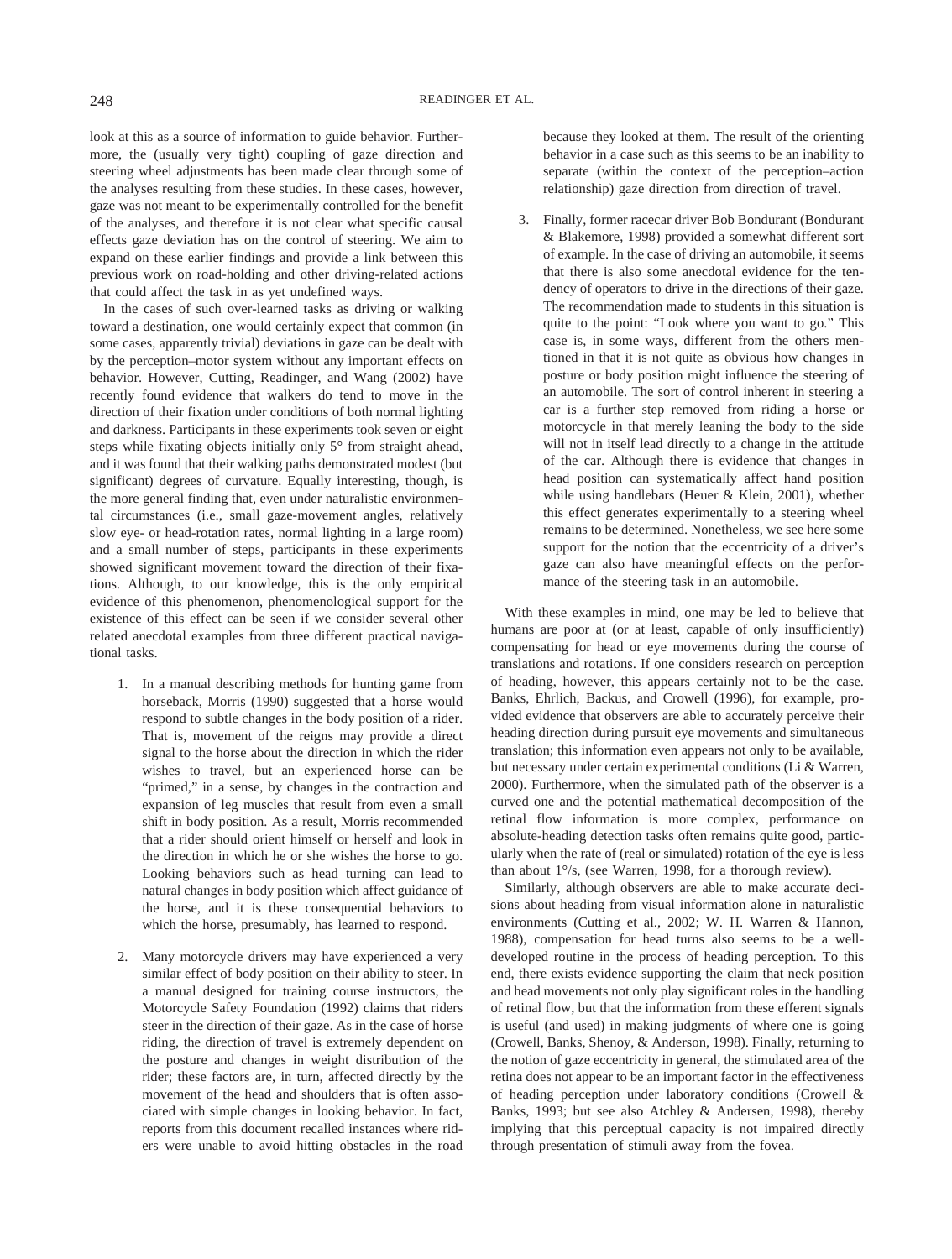look at this as a source of information to guide behavior. Furthermore, the (usually very tight) coupling of gaze direction and steering wheel adjustments has been made clear through some of the analyses resulting from these studies. In these cases, however, gaze was not meant to be experimentally controlled for the benefit of the analyses, and therefore it is not clear what specific causal effects gaze deviation has on the control of steering. We aim to expand on these earlier findings and provide a link between this previous work on road-holding and other driving-related actions that could affect the task in as yet undefined ways.

In the cases of such over-learned tasks as driving or walking toward a destination, one would certainly expect that common (in some cases, apparently trivial) deviations in gaze can be dealt with by the perception–motor system without any important effects on behavior. However, Cutting, Readinger, and Wang (2002) have recently found evidence that walkers do tend to move in the direction of their fixation under conditions of both normal lighting and darkness. Participants in these experiments took seven or eight steps while fixating objects initially only 5° from straight ahead, and it was found that their walking paths demonstrated modest (but significant) degrees of curvature. Equally interesting, though, is the more general finding that, even under naturalistic environmental circumstances (i.e., small gaze-movement angles, relatively slow eye- or head-rotation rates, normal lighting in a large room) and a small number of steps, participants in these experiments showed significant movement toward the direction of their fixations. Although, to our knowledge, this is the only empirical evidence of this phenomenon, phenomenological support for the existence of this effect can be seen if we consider several other related anecdotal examples from three different practical navigational tasks.

1. In a manual describing methods for hunting game from horseback, Morris (1990) suggested that a horse would respond to subtle changes in the body position of a rider. That is, movement of the reigns may provide a direct signal to the horse about the direction in which the rider wishes to travel, but an experienced horse can be "primed," in a sense, by changes in the contraction and expansion of leg muscles that result from even a small shift in body position. As a result, Morris recommended that a rider should orient himself or herself and look in the direction in which he or she wishes the horse to go. Looking behaviors such as head turning can lead to natural changes in body position which affect guidance of the horse, and it is these consequential behaviors to which the horse, presumably, has learned to respond.

2. Many motorcycle drivers may have experienced a very similar effect of body position on their ability to steer. In a manual designed for training course instructors, the Motorcycle Safety Foundation (1992) claims that riders steer in the direction of their gaze. As in the case of horse riding, the direction of travel is extremely dependent on the posture and changes in weight distribution of the rider; these factors are, in turn, affected directly by the movement of the head and shoulders that is often associated with simple changes in looking behavior. In fact, reports from this document recalled instances where riders were unable to avoid hitting obstacles in the road because they looked at them. The result of the orienting behavior in a case such as this seems to be an inability to separate (within the context of the perception–action relationship) gaze direction from direction of travel.

3. Finally, former racecar driver Bob Bondurant (Bondurant & Blakemore, 1998) provided a somewhat different sort of example. In the case of driving an automobile, it seems that there is also some anecdotal evidence for the tendency of operators to drive in the directions of their gaze. The recommendation made to students in this situation is quite to the point: "Look where you want to go." This case is, in some ways, different from the others mentioned in that it is not quite as obvious how changes in posture or body position might influence the steering of an automobile. The sort of control inherent in steering a car is a further step removed from riding a horse or motorcycle in that merely leaning the body to the side will not in itself lead directly to a change in the attitude of the car. Although there is evidence that changes in head position can systematically affect hand position while using handlebars (Heuer & Klein, 2001), whether this effect generates experimentally to a steering wheel remains to be determined. Nonetheless, we see here some support for the notion that the eccentricity of a driver's gaze can also have meaningful effects on the performance of the steering task in an automobile.

With these examples in mind, one may be led to believe that humans are poor at (or at least, capable of only insufficiently) compensating for head or eye movements during the course of translations and rotations. If one considers research on perception of heading, however, this appears certainly not to be the case. Banks, Ehrlich, Backus, and Crowell (1996), for example, provided evidence that observers are able to accurately perceive their heading direction during pursuit eye movements and simultaneous translation; this information even appears not only to be available, but necessary under certain experimental conditions (Li & Warren, 2000). Furthermore, when the simulated path of the observer is a curved one and the potential mathematical decomposition of the retinal flow information is more complex, performance on absolute-heading detection tasks often remains quite good, particularly when the rate of (real or simulated) rotation of the eye is less than about 1°/s, (see Warren, 1998, for a thorough review).

Similarly, although observers are able to make accurate decisions about heading from visual information alone in naturalistic environments (Cutting et al., 2002; W. H. Warren & Hannon, 1988), compensation for head turns also seems to be a well-developed routine in the process of heading perception. To this end, there exists evidence supporting the claim that neck position and head movements not only play significant roles in the handling of retinal flow, but that the information from these efferent signals is useful (and used) in making judgments of where one is going (Crowell, Banks, Shenoy, & Anderson, 1998). Finally, returning to the notion of gaze eccentricity in general, the stimulated area of the retina does not appear to be an important factor in the effectiveness of heading perception under laboratory conditions (Crowell & Banks, 1993; but see also Atchley & Andersen, 1998), thereby implying that this perceptual capacity is not impaired directly through presentation of stimuli away from the fovea.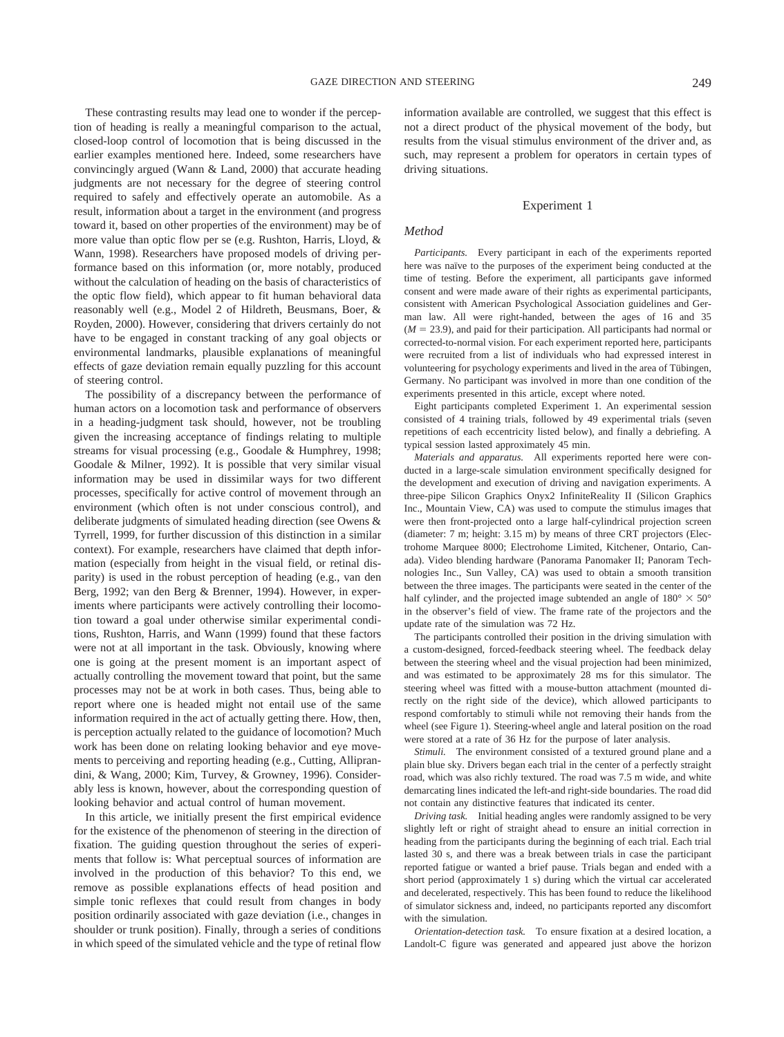These contrasting results may lead one to wonder if the perception of heading is really a meaningful comparison to the actual, closed-loop control of locomotion that is being discussed in the earlier examples mentioned here. Indeed, some researchers have convincingly argued (Wann & Land, 2000) that accurate heading judgments are not necessary for the degree of steering control required to safely and effectively operate an automobile. As a result, information about a target in the environment (and progress toward it, based on other properties of the environment) may be of more value than optic flow per se (e.g. Rushton, Harris, Lloyd, & Wann, 1998). Researchers have proposed models of driving performance based on this information (or, more notably, produced without the calculation of heading on the basis of characteristics of the optic flow field), which appear to fit human behavioral data reasonably well (e.g., Model 2 of Hildreth, Beusmans, Boer, & Royden, 2000). However, considering that drivers certainly do not have to be engaged in constant tracking of any goal objects or environmental landmarks, plausible explanations of meaningful effects of gaze deviation remain equally puzzling for this account of steering control.

The possibility of a discrepancy between the performance of human actors on a locomotion task and performance of observers in a heading-judgment task should, however, not be troubling given the increasing acceptance of findings relating to multiple streams for visual processing (e.g., Goodale & Humphrey, 1998; Goodale & Milner, 1992). It is possible that very similar visual information may be used in dissimilar ways for two different processes, specifically for active control of movement through an environment (which often is not under conscious control), and deliberate judgments of simulated heading direction (see Owens & Tyrrell, 1999, for further discussion of this distinction in a similar context). For example, researchers have claimed that depth information (especially from height in the visual field, or retinal disparity) is used in the robust perception of heading (e.g., van den Berg, 1992; van den Berg & Brenner, 1994). However, in experiments where participants were actively controlling their locomotion toward a goal under otherwise similar experimental conditions, Rushton, Harris, and Wann (1999) found that these factors were not at all important in the task. Obviously, knowing where one is going at the present moment is an important aspect of actually controlling the movement toward that point, but the same processes may not be at work in both cases. Thus, being able to report where one is headed might not entail use of the same information required in the act of actually getting there. How, then, is perception actually related to the guidance of locomotion? Much work has been done on relating looking behavior and eye movements to perceiving and reporting heading (e.g., Cutting, Alliprandini, & Wang, 2000; Kim, Turvey, & Growney, 1996). Considerably less is known, however, about the corresponding question of looking behavior and actual control of human movement.

In this article, we initially present the first empirical evidence for the existence of the phenomenon of steering in the direction of fixation. The guiding question throughout the series of experiments that follow is: What perceptual sources of information are involved in the production of this behavior? To this end, we remove as possible explanations effects of head position and simple tonic reflexes that could result from changes in body position ordinarily associated with gaze deviation (i.e., changes in shoulder or trunk position). Finally, through a series of conditions in which speed of the simulated vehicle and the type of retinal flow information available are controlled, we suggest that this effect is not a direct product of the physical movement of the body, but results from the visual stimulus environment of the driver and, as such, may represent a problem for operators in certain types of driving situations.

## Experiment 1

### Method

*Participants.* Every participant in each of the experiments reported here was naïve to the purposes of the experiment being conducted at the time of testing. Before the experiment, all participants gave informed consent and were made aware of their rights as experimental participants, consistent with American Psychological Association guidelines and German law. All were right-handed, between the ages of 16 and 35 ($M = 23.9$), and paid for their participation. All participants had normal or corrected-to-normal vision. For each experiment reported here, participants were recruited from a list of individuals who had expressed interest in volunteering for psychology experiments and lived in the area of Tübingen, Germany. No participant was involved in more than one condition of the experiments presented in this article, except where noted.

Eight participants completed Experiment 1. An experimental session consisted of 4 training trials, followed by 49 experimental trials (seven repetitions of each eccentricity listed below), and finally a debriefing. A typical session lasted approximately 45 min.

*Materials and apparatus.* All experiments reported here were conducted in a large-scale simulation environment specifically designed for the development and execution of driving and navigation experiments. A three-pipe Silicon Graphics Onyx2 InfiniteReality II (Silicon Graphics Inc., Mountain View, CA) was used to compute the stimulus images that were then front-projected onto a large half-cylindrical projection screen (diameter: 7 m; height: 3.15 m) by means of three CRT projectors (Electrohome Marquee 8000; Electrohome Limited, Kitchener, Ontario, Canada). Video blending hardware (Panorama Panomaker II; Panoram Technologies Inc., Sun Valley, CA) was used to obtain a smooth transition between the three images. The participants were seated in the center of the half cylinder, and the projected image subtended an angle of $180° \times 50°$ in the observer's field of view. The frame rate of the projectors and the update rate of the simulation was 72 Hz.

The participants controlled their position in the driving simulation with a custom-designed, forced-feedback steering wheel. The feedback delay between the steering wheel and the visual projection had been minimized, and was estimated to be approximately 28 ms for this simulator. The steering wheel was fitted with a mouse-button attachment (mounted directly on the right side of the device), which allowed participants to respond comfortably to stimuli while not removing their hands from the wheel (see Figure 1). Steering-wheel angle and lateral position on the road were stored at a rate of 36 Hz for the purpose of later analysis.

*Stimuli.* The environment consisted of a textured ground plane and a plain blue sky. Drivers began each trial in the center of a perfectly straight road, which was also richly textured. The road was 7.5 m wide, and white demarcating lines indicated the left-and right-side boundaries. The road did not contain any distinctive features that indicated its center.

*Driving task.* Initial heading angles were randomly assigned to be very slightly left or right of straight ahead to ensure an initial correction in heading from the participants during the beginning of each trial. Each trial lasted 30 s, and there was a break between trials in case the participant reported fatigue or wanted a brief pause. Trials began and ended with a short period (approximately 1 s) during which the virtual car accelerated and decelerated, respectively. This has been found to reduce the likelihood of simulator sickness and, indeed, no participants reported any discomfort with the simulation.

*Orientation-detection task.* To ensure fixation at a desired location, a Landolt-C figure was generated and appeared just above the horizon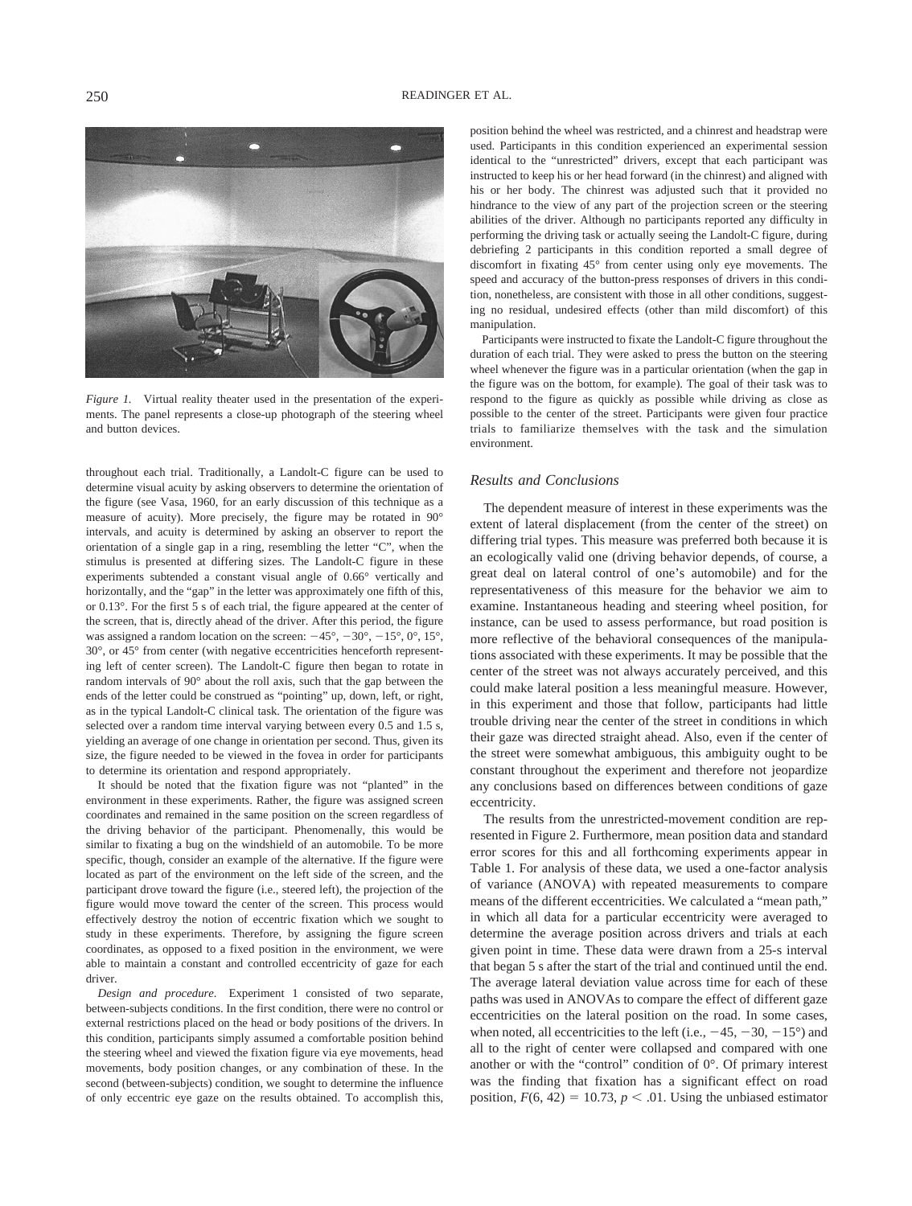*Figure 1.* Virtual reality theater used in the presentation of the experiments. The panel represents a close-up photograph of the steering wheel and button devices.

throughout each trial. Traditionally, a Landolt-C figure can be used to determine visual acuity by asking observers to determine the orientation of the figure (see Vasa, 1960, for an early discussion of this technique as a measure of acuity). More precisely, the figure may be rotated in 90° intervals, and acuity is determined by asking an observer to report the orientation of a single gap in a ring, resembling the letter "C", when the stimulus is presented at differing sizes. The Landolt-C figure in these experiments subtended a constant visual angle of 0.66° vertically and horizontally, and the "gap" in the letter was approximately one fifth of this, or 0.13°. For the first 5 s of each trial, the figure appeared at the center of the screen, that is, directly ahead of the driver. After this period, the figure was assigned a random location on the screen: −45°, −30°, −15°, 0°, 15°, 30°, or 45° from center (with negative eccentricities henceforth representing left of center screen). The Landolt-C figure then began to rotate in random intervals of 90° about the roll axis, such that the gap between the ends of the letter could be construed as "pointing" up, down, left, or right, as in the typical Landolt-C clinical task. The orientation of the figure was selected over a random time interval varying between every 0.5 and 1.5 s, yielding an average of one change in orientation per second. Thus, given its size, the figure needed to be viewed in the fovea in order for participants to determine its orientation and respond appropriately.

It should be noted that the fixation figure was not "planted" in the environment in these experiments. Rather, the figure was assigned screen coordinates and remained in the same position on the screen regardless of the driving behavior of the participant. Phenomenally, this would be similar to fixating a bug on the windshield of an automobile. To be more specific, though, consider an example of the alternative. If the figure were located as part of the environment on the left side of the screen, and the participant drove toward the figure (i.e., steered left), the projection of the figure would move toward the center of the screen. This process would effectively destroy the notion of eccentric fixation which we sought to study in these experiments. Therefore, by assigning the figure screen coordinates, as opposed to a fixed position in the environment, we were able to maintain a constant and controlled eccentricity of gaze for each driver.

*Design and procedure.* Experiment 1 consisted of two separate, between-subjects conditions. In the first condition, there were no control or external restrictions placed on the head or body positions of the drivers. In this condition, participants simply assumed a comfortable position behind the steering wheel and viewed the fixation figure via eye movements, head movements, body position changes, or any combination of these. In the second (between-subjects) condition, we sought to determine the influence of only eccentric eye gaze on the results obtained. To accomplish this, position behind the wheel was restricted, and a chinrest and headstrap were used. Participants in this condition experienced an experimental session identical to the "unrestricted" drivers, except that each participant was instructed to keep his or her head forward (in the chinrest) and aligned with his or her body. The chinrest was adjusted such that it provided no hindrance to the view of any part of the projection screen or the steering abilities of the driver. Although no participants reported any difficulty in performing the driving task or actually seeing the Landolt-C figure, during debriefing 2 participants in this condition reported a small degree of discomfort in fixating 45° from center using only eye movements. The speed and accuracy of the button-press responses of drivers in this condition, nonetheless, are consistent with those in all other conditions, suggesting no residual, undesired effects (other than mild discomfort) of this manipulation.

Participants were instructed to fixate the Landolt-C figure throughout the duration of each trial. They were asked to press the button on the steering wheel whenever the figure was in a particular orientation (when the gap in the figure was on the bottom, for example). The goal of their task was to respond to the figure as quickly as possible while driving as close as possible to the center of the street. Participants were given four practice trials to familiarize themselves with the task and the simulation environment.

### *Results and Conclusions*

The dependent measure of interest in these experiments was the extent of lateral displacement (from the center of the street) on differing trial types. This measure was preferred both because it is an ecologically valid one (driving behavior depends, of course, a great deal on lateral control of one's automobile) and for the representativeness of this measure for the behavior we aim to examine. Instantaneous heading and steering wheel position, for instance, can be used to assess performance, but road position is more reflective of the behavioral consequences of the manipulations associated with these experiments. It may be possible that the center of the street was not always accurately perceived, and this could make lateral position a less meaningful measure. However, in this experiment and those that follow, participants had little trouble driving near the center of the street in conditions in which their gaze was directed straight ahead. Also, even if the center of the street were somewhat ambiguous, this ambiguity ought to be constant throughout the experiment and therefore not jeopardize any conclusions based on differences between conditions of gaze eccentricity.

The results from the unrestricted-movement condition are represented in Figure 2. Furthermore, mean position data and standard error scores for this and all forthcoming experiments appear in Table 1. For analysis of these data, we used a one-factor analysis of variance (ANOVA) with repeated measurements to compare means of the different eccentricities. We calculated a "mean path," in which all data for a particular eccentricity were averaged to determine the average position across drivers and trials at each given point in time. These data were drawn from a 25-s interval that began 5 s after the start of the trial and continued until the end. The average lateral deviation value across time for each of these paths was used in ANOVAs to compare the effect of different gaze eccentricities on the lateral position on the road. In some cases, when noted, all eccentricities to the left (i.e., −45, −30, −15°) and all to the right of center were collapsed and compared with one another or with the "control" condition of 0°. Of primary interest was the finding that fixation has a significant effect on road position, $F(6, 42) = 10.73$, $p < .01$. Using the unbiased estimator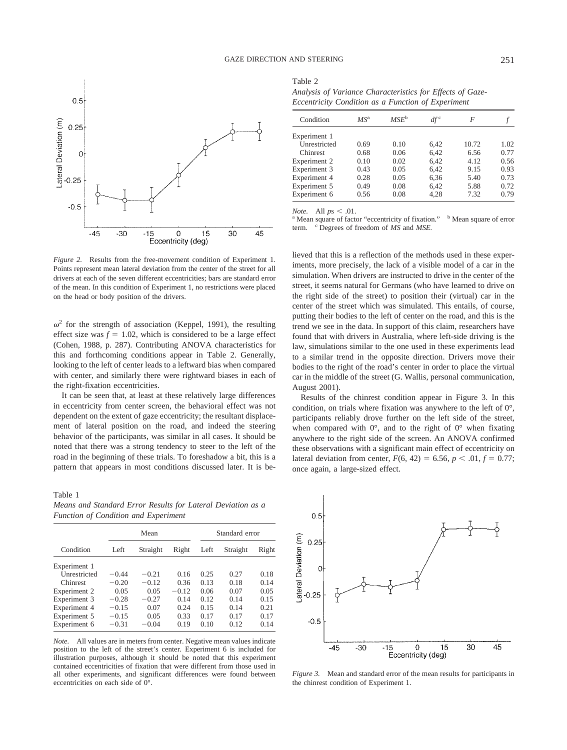0.5
0.25
0
-0.25
-0.5
Lateral Deviation (m)
-45 -30 -15 0 15 30 45
Eccentricity (deg)

*Figure 2.* Results from the free-movement condition of Experiment 1. Points represent mean lateral deviation from the center of the street for all drivers at each of the seven different eccentricities; bars are standard error of the mean. In this condition of Experiment 1, no restrictions were placed on the head or body position of the drivers.

$\omega^2$ for the strength of association (Keppel, 1991), the resulting effect size was $f = 1.02$, which is considered to be a large effect (Cohen, 1988, p. 287). Contributing ANOVA characteristics for this and forthcoming conditions appear in Table 2. Generally, looking to the left of center leads to a leftward bias when compared with center, and similarly there were rightward biases in each of the right-fixation eccentricities.

It can be seen that, at least at these relatively large differences in eccentricity from center screen, the behavioral effect was not dependent on the extent of gaze eccentricity; the resultant displacement of lateral position on the road, and indeed the steering behavior of the participants, was similar in all cases. It should be noted that there was a strong tendency to steer to the left of the road in the beginning of these trials. To foreshadow a bit, this is a pattern that appears in most conditions discussed later. It is believed that this is a reflection of the methods used in these experiments, more precisely, the lack of a visible model of a car in the simulation. When drivers are instructed to drive in the center of the street, it seems natural for Germans (who have learned to drive on the right side of the street) to position their (virtual) car in the center of the street which was simulated. This entails, of course, putting their bodies to the left of center on the road, and this is the trend we see in the data. In support of this claim, researchers have found that with drivers in Australia, where left-side driving is the law, simulations similar to the one used in these experiments lead to a similar trend in the opposite direction. Drivers move their bodies to the right of the road's center in order to place the virtual car in the middle of the street (G. Wallis, personal communication, August 2001).

Results of the chinrest condition appear in Figure 3. In this condition, on trials where fixation was anywhere to the left of 0°, participants reliably drove further on the left side of the street, when compared with 0°, and to the right of 0° when fixating anywhere to the right side of the screen. An ANOVA confirmed these observations with a significant main effect of eccentricity on lateral deviation from center, $F(6, 42) = 6.56$, $p < .01$, $f = 0.77$; once again, a large-sized effect.

Table 1
*Means and Standard Error Results for Lateral Deviation as a Function of Condition and Experiment*

| Condition | Mean | | | Standard error | | |
|---|---|---|---|---|---|---|
| | Left | Straight | Right | Left | Straight | Right |
| Experiment 1 | | | | | | |
| Unrestricted | −0.44 | −0.21 | 0.16 | 0.25 | 0.27 | 0.18 |
| Chinrest | −0.20 | −0.12 | 0.36 | 0.13 | 0.18 | 0.14 |
| Experiment 2 | 0.05 | 0.05 | −0.12 | 0.06 | 0.07 | 0.05 |
| Experiment 3 | −0.28 | −0.27 | 0.14 | 0.12 | 0.14 | 0.15 |
| Experiment 4 | −0.15 | 0.07 | 0.24 | 0.15 | 0.14 | 0.21 |
| Experiment 5 | −0.15 | 0.05 | 0.33 | 0.17 | 0.17 | 0.17 |
| Experiment 6 | −0.31 | −0.04 | 0.19 | 0.10 | 0.12 | 0.14 |

*Note.* All values are in meters from center. Negative mean values indicate position to the left of the street's center. Experiment 6 is included for illustration purposes, although it should be noted that this experiment contained eccentricities of fixation that were different from those used in all other experiments, and significant differences were found between eccentricities on each side of 0°.

Table 2
*Analysis of Variance Characteristics for Effects of Gaze-Eccentricity Condition as a Function of Experiment*

| Condition | $MS$[a] | $MSE$[b] | $df$[c] | $F$ | $f$ |
|---|---|---|---|---|---|
| Experiment 1 | | | | | |
| Unrestricted | 0.69 | 0.10 | 6,42 | 10.72 | 1.02 |
| Chinrest | 0.68 | 0.06 | 6,42 | 6.56 | 0.77 |
| Experiment 2 | 0.10 | 0.02 | 6,42 | 4.12 | 0.56 |
| Experiment 3 | 0.43 | 0.05 | 6,42 | 9.15 | 0.93 |
| Experiment 4 | 0.28 | 0.05 | 6,36 | 5.40 | 0.73 |
| Experiment 5 | 0.49 | 0.08 | 6,42 | 5.88 | 0.72 |
| Experiment 6 | 0.56 | 0.08 | 4,28 | 7.32 | 0.79 |

*Note.* All $ps < .01$.
[a] Mean square of factor "eccentricity of fixation." [b] Mean square of error term. [c] Degrees of freedom of $MS$ and $MSE$.

0.5
0.25
0
-0.25
-0.5
Lateral Deviation (m)
-45 -30 -15 0 15 30 45
Eccentricity (deg)

*Figure 3.* Mean and standard error of the mean results for participants in the chinrest condition of Experiment 1.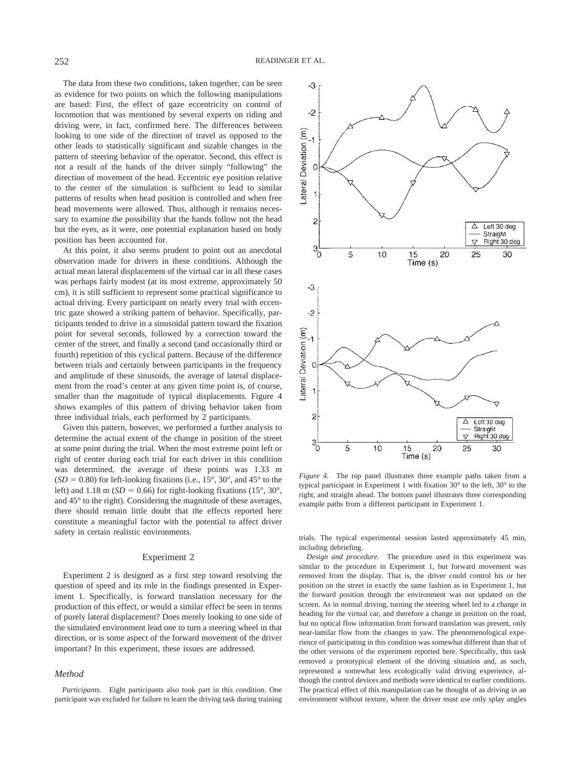The data from these two conditions, taken together, can be seen as evidence for two points on which the following manipulations are based: First, the effect of gaze eccentricity on control of locomotion that was mentioned by several experts on riding and driving were, in fact, confirmed here. The differences between looking to one side of the direction of travel as opposed to the other leads to statistically significant and sizable changes in the pattern of steering behavior of the operator. Second, this effect is not a result of the hands of the driver simply "following" the direction of movement of the head. Eccentric eye position relative to the center of the simulation is sufficient to lead to similar patterns of results when head position is controlled and when free head movements were allowed. Thus, although it remains necessary to examine the possibility that the hands follow not the head but the eyes, as it were, one potential explanation based on body position has been accounted for.

At this point, it also seems prudent to point out an anecdotal observation made for drivers in these conditions. Although the actual mean lateral displacement of the virtual car in all these cases was perhaps fairly modest (at its most extreme, approximately 50 cm), it is still sufficient to represent some practical significance to actual driving. Every participant on nearly every trial with eccentric gaze showed a striking pattern of behavior. Specifically, participants tended to drive in a sinusoidal pattern toward the fixation point for several seconds, followed by a correction toward the center of the street, and finally a second (and occasionally third or fourth) repetition of this cyclical pattern. Because of the difference between trials and certainly between participants in the frequency and amplitude of these sinusoids, the average of lateral displacement from the road's center at any given time point is, of course, smaller than the magnitude of typical displacements. Figure 4 shows examples of this pattern of driving behavior taken from three individual trials, each performed by 2 participants.

Given this pattern, however, we performed a further analysis to determine the actual extent of the change in position of the street at some point during the trial. When the most extreme point left or right of center during each trial for each driver in this condition was determined, the average of these points was 1.33 m ($SD = 0.80$) for left-looking fixations (i.e., 15°, 30°, and 45° to the left) and 1.18 m ($SD = 0.66$) for right-looking fixations (15°, 30°, and 45° to the right). Considering the magnitude of these averages, there should remain little doubt that the effects reported here constitute a meaningful factor with the potential to affect driver safety in certain realistic environments.

## Experiment 2

Experiment 2 is designed as a first step toward resolving the question of speed and its role in the findings presented in Experiment 1. Specifically, is forward translation necessary for the production of this effect, or would a similar effect be seen in terms of purely lateral displacement? Does merely looking to one side of the simulated environment lead one to turn a steering wheel in that direction, or is some aspect of the forward movement of the driver important? In this experiment, these issues are addressed.

### *Method*

*Participants.* Eight participants also took part in this condition. One participant was excluded for failure to learn the driving task during training trials. The typical experimental session lasted approximately 45 min, including debriefing.

-3
-2
-1
0
1
2
3
Lateral Deviation (m)
0
5
10
15
20
25
30
Time (s)
Left 30 deg
Straight
Right 30 deg

-3
-2
-1
0
1
2
3
Lateral Deviation (m)
0
5
10
15
20
25
30
Time (s)
Left 30 deg
Straight
Right 30 deg

*Figure 4.* The top panel illustrates three example paths taken from a typical participant in Experiment 1 with fixation 30° to the left, 30° to the right, and straight ahead. The bottom panel illustrates three corresponding example paths from a different participant in Experiment 1.

*Design and procedure.* The procedure used in this experiment was similar to the procedure in Experiment 1, but forward movement was removed from the display. That is, the driver could control his or her position on the street in exactly the same fashion as in Experiment 1, but the forward position through the environment was not updated on the screen. As in normal driving, turning the steering wheel led to a change in heading for the virtual car, and therefore a change in position on the road, but no optical flow information from forward translation was present, only near-lamilar flow from the changes in yaw. The phenomenological experience of participating in this condition was somewhat different than that of the other versions of the experiment reported here. Specifically, this task removed a prototypical element of the driving situation and, as such, represented a somewhat less ecologically valid driving experience, although the control devices and methods were identical to earlier conditions. The practical effect of this manipulation can be thought of as driving in an environment without texture, where the driver must use only splay angles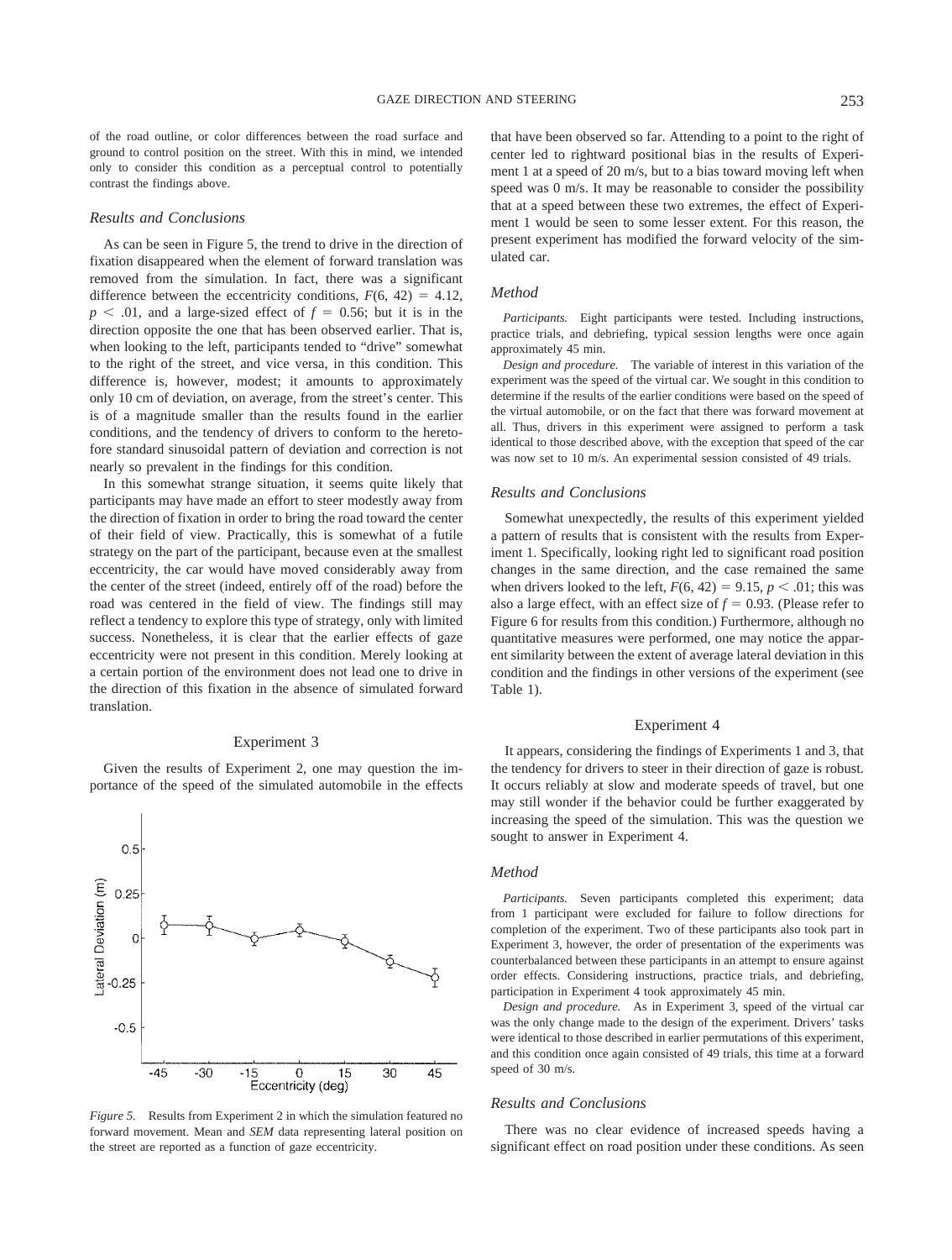of the road outline, or color differences between the road surface and ground to control position on the street. With this in mind, we intended only to consider this condition as a perceptual control to potentially contrast the findings above.

### Results and Conclusions

As can be seen in Figure 5, the trend to drive in the direction of fixation disappeared when the element of forward translation was removed from the simulation. In fact, there was a significant difference between the eccentricity conditions, $F(6, 42) = 4.12$, $p < .01$, and a large-sized effect of $f = 0.56$; but it is in the direction opposite the one that has been observed earlier. That is, when looking to the left, participants tended to "drive" somewhat to the right of the street, and vice versa, in this condition. This difference is, however, modest; it amounts to approximately only 10 cm of deviation, on average, from the street's center. This is of a magnitude smaller than the results found in the earlier conditions, and the tendency of drivers to conform to the heretofore standard sinusoidal pattern of deviation and correction is not nearly so prevalent in the findings for this condition.

In this somewhat strange situation, it seems quite likely that participants may have made an effort to steer modestly away from the direction of fixation in order to bring the road toward the center of their field of view. Practically, this is somewhat of a futile strategy on the part of the participant, because even at the smallest eccentricity, the car would have moved considerably away from the center of the street (indeed, entirely off of the road) before the road was centered in the field of view. The findings still may reflect a tendency to explore this type of strategy, only with limited success. Nonetheless, it is clear that the earlier effects of gaze eccentricity were not present in this condition. Merely looking at a certain portion of the environment does not lead one to drive in the direction of this fixation in the absence of simulated forward translation.

## Experiment 3

Given the results of Experiment 2, one may question the importance of the speed of the simulated automobile in the effects that have been observed so far. Attending to a point to the right of center led to rightward positional bias in the results of Experiment 1 at a speed of 20 m/s, but to a bias toward moving left when speed was 0 m/s. It may be reasonable to consider the possibility that at a speed between these two extremes, the effect of Experiment 1 would be seen to some lesser extent. For this reason, the present experiment has modified the forward velocity of the simulated car.

*Figure 5.* Results from Experiment 2 in which the simulation featured no forward movement. Mean and *SEM* data representing lateral position on the street are reported as a function of gaze eccentricity.

### Method

*Participants.* Eight participants were tested. Including instructions, practice trials, and debriefing, typical session lengths were once again approximately 45 min.

*Design and procedure.* The variable of interest in this variation of the experiment was the speed of the virtual car. We sought in this condition to determine if the results of the earlier conditions were based on the speed of the virtual automobile, or on the fact that there was forward movement at all. Thus, drivers in this experiment were assigned to perform a task identical to those described above, with the exception that speed of the car was now set to 10 m/s. An experimental session consisted of 49 trials.

### Results and Conclusions

Somewhat unexpectedly, the results of this experiment yielded a pattern of results that is consistent with the results from Experiment 1. Specifically, looking right led to significant road position changes in the same direction, and the case remained the same when drivers looked to the left, $F(6, 42) = 9.15$, $p < .01$; this was also a large effect, with an effect size of $f = 0.93$. (Please refer to Figure 6 for results from this condition.) Furthermore, although no quantitative measures were performed, one may notice the apparent similarity between the extent of average lateral deviation in this condition and the findings in other versions of the experiment (see Table 1).

## Experiment 4

It appears, considering the findings of Experiments 1 and 3, that the tendency for drivers to steer in their direction of gaze is robust. It occurs reliably at slow and moderate speeds of travel, but one may still wonder if the behavior could be further exaggerated by increasing the speed of the simulation. This was the question we sought to answer in Experiment 4.

### Method

*Participants.* Seven participants completed this experiment; data from 1 participant were excluded for failure to follow directions for completion of the experiment. Two of these participants also took part in Experiment 3, however, the order of presentation of the experiments was counterbalanced between these participants in an attempt to ensure against order effects. Considering instructions, practice trials, and debriefing, participation in Experiment 4 took approximately 45 min.

*Design and procedure.* As in Experiment 3, speed of the virtual car was the only change made to the design of the experiment. Drivers' tasks were identical to those described in earlier permutations of this experiment, and this condition once again consisted of 49 trials, this time at a forward speed of 30 m/s.

### Results and Conclusions

There was no clear evidence of increased speeds having a significant effect on road position under these conditions. As seen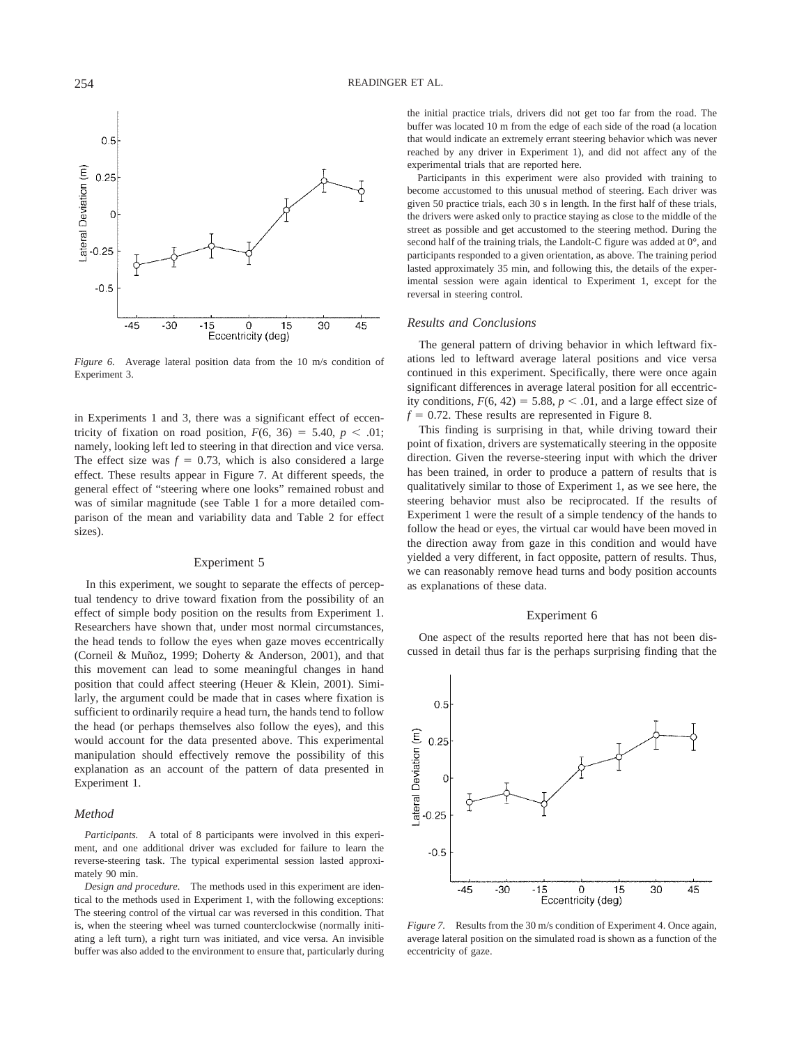Figure 6. Average lateral position data from the 10 m/s condition of Experiment 3.

in Experiments 1 and 3, there was a significant effect of eccentricity of fixation on road position, $F(6, 36) = 5.40$, $p < .01$; namely, looking left led to steering in that direction and vice versa. The effect size was $f = 0.73$, which is also considered a large effect. These results appear in Figure 7. At different speeds, the general effect of "steering where one looks" remained robust and was of similar magnitude (see Table 1 for a more detailed comparison of the mean and variability data and Table 2 for effect sizes).

## Experiment 5

In this experiment, we sought to separate the effects of perceptual tendency to drive toward fixation from the possibility of an effect of simple body position on the results from Experiment 1. Researchers have shown that, under most normal circumstances, the head tends to follow the eyes when gaze moves eccentrically (Corneil & Muñoz, 1999; Doherty & Anderson, 2001), and that this movement can lead to some meaningful changes in hand position that could affect steering (Heuer & Klein, 2001). Similarly, the argument could be made that in cases where fixation is sufficient to ordinarily require a head turn, the hands tend to follow the head (or perhaps themselves also follow the eyes), and this would account for the data presented above. This experimental manipulation should effectively remove the possibility of this explanation as an account of the pattern of data presented in Experiment 1.

### Method

*Participants.* A total of 8 participants were involved in this experiment, and one additional driver was excluded for failure to learn the reverse-steering task. The typical experimental session lasted approximately 90 min.

*Design and procedure.* The methods used in this experiment are identical to the methods used in Experiment 1, with the following exceptions: The steering control of the virtual car was reversed in this condition. That is, when the steering wheel was turned counterclockwise (normally initiating a left turn), a right turn was initiated, and vice versa. An invisible buffer was also added to the environment to ensure that, particularly during the initial practice trials, drivers did not get too far from the road. The buffer was located 10 m from the edge of each side of the road (a location that would indicate an extremely errant steering behavior which was never reached by any driver in Experiment 1), and did not affect any of the experimental trials that are reported here.

Participants in this experiment were also provided with training to become accustomed to this unusual method of steering. Each driver was given 50 practice trials, each 30 s in length. In the first half of these trials, the drivers were asked only to practice staying as close to the middle of the street as possible and get accustomed to the steering method. During the second half of the training trials, the Landolt-C figure was added at 0°, and participants responded to a given orientation, as above. The training period lasted approximately 35 min, and following this, the details of the experimental session were again identical to Experiment 1, except for the reversal in steering control.

### Results and Conclusions

The general pattern of driving behavior in which leftward fixations led to leftward average lateral positions and vice versa continued in this experiment. Specifically, there were once again significant differences in average lateral position for all eccentricity conditions, $F(6, 42) = 5.88$, $p < .01$, and a large effect size of $f = 0.72$. These results are represented in Figure 8.

This finding is surprising in that, while driving toward their point of fixation, drivers are systematically steering in the opposite direction. Given the reverse-steering input with which the driver has been trained, in order to produce a pattern of results that is qualitatively similar to those of Experiment 1, as we see here, the steering behavior must also be reciprocated. If the results of Experiment 1 were the result of a simple tendency of the hands to follow the head or eyes, the virtual car would have been moved in the direction away from gaze in this condition and would have yielded a very different, in fact opposite, pattern of results. Thus, we can reasonably remove head turns and body position accounts as explanations of these data.

## Experiment 6

One aspect of the results reported here that has not been discussed in detail thus far is the perhaps surprising finding that the

Figure 7. Results from the 30 m/s condition of Experiment 4. Once again, average lateral position on the simulated road is shown as a function of the eccentricity of gaze.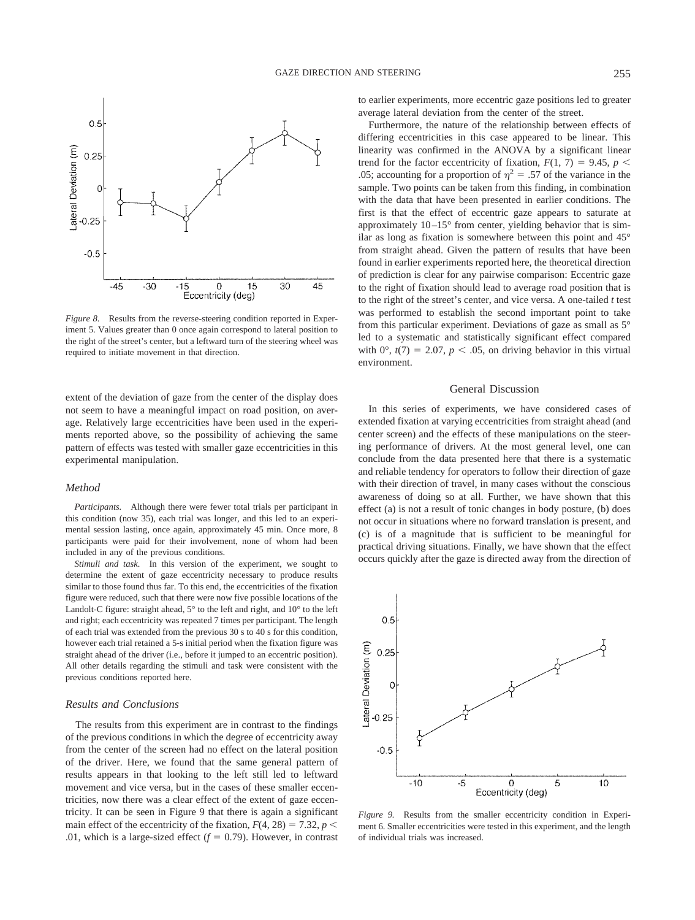*Figure 8.* Results from the reverse-steering condition reported in Experiment 5. Values greater than 0 once again correspond to lateral position to the right of the street's center, but a leftward turn of the steering wheel was required to initiate movement in that direction.

extent of the deviation of gaze from the center of the display does not seem to have a meaningful impact on road position, on average. Relatively large eccentricities have been used in the experiments reported above, so the possibility of achieving the same pattern of effects was tested with smaller gaze eccentricities in this experimental manipulation.

### Method

*Participants.* Although there were fewer total trials per participant in this condition (now 35), each trial was longer, and this led to an experimental session lasting, once again, approximately 45 min. Once more, 8 participants were paid for their involvement, none of whom had been included in any of the previous conditions.

*Stimuli and task.* In this version of the experiment, we sought to determine the extent of gaze eccentricity necessary to produce results similar to those found thus far. To this end, the eccentricities of the fixation figure were reduced, such that there were now five possible locations of the Landolt-C figure: straight ahead, 5° to the left and right, and 10° to the left and right; each eccentricity was repeated 7 times per participant. The length of each trial was extended from the previous 30 s to 40 s for this condition, however each trial retained a 5-s initial period when the fixation figure was straight ahead of the driver (i.e., before it jumped to an eccentric position). All other details regarding the stimuli and task were consistent with the previous conditions reported here.

### Results and Conclusions

The results from this experiment are in contrast to the findings of the previous conditions in which the degree of eccentricity away from the center of the screen had no effect on the lateral position of the driver. Here, we found that the same general pattern of results appears in that looking to the left still led to leftward movement and vice versa, but in the cases of these smaller eccentricities, now there was a clear effect of the extent of gaze eccentricity. It can be seen in Figure 9 that there is again a significant main effect of the eccentricity of the fixation, $F(4, 28) = 7.32$, $p < .01$, which is a large-sized effect ($f = 0.79$). However, in contrast to earlier experiments, more eccentric gaze positions led to greater average lateral deviation from the center of the street.

Furthermore, the nature of the relationship between effects of differing eccentricities in this case appeared to be linear. This linearity was confirmed in the ANOVA by a significant linear trend for the factor eccentricity of fixation, $F(1, 7) = 9.45$, $p < .05$; accounting for a proportion of $\eta^2 = .57$ of the variance in the sample. Two points can be taken from this finding, in combination with the data that have been presented in earlier conditions. The first is that the effect of eccentric gaze appears to saturate at approximately 10–15° from center, yielding behavior that is similar as long as fixation is somewhere between this point and 45° from straight ahead. Given the pattern of results that have been found in earlier experiments reported here, the theoretical direction of prediction is clear for any pairwise comparison: Eccentric gaze to the right of fixation should lead to average road position that is to the right of the street's center, and vice versa. A one-tailed *t* test was performed to establish the second important point to take from this particular experiment. Deviations of gaze as small as 5° led to a systematic and statistically significant effect compared with 0°, $t(7) = 2.07$, $p < .05$, on driving behavior in this virtual environment.

## General Discussion

In this series of experiments, we have considered cases of extended fixation at varying eccentricities from straight ahead (and center screen) and the effects of these manipulations on the steering performance of drivers. At the most general level, one can conclude from the data presented here that there is a systematic and reliable tendency for operators to follow their direction of gaze with their direction of travel, in many cases without the conscious awareness of doing so at all. Further, we have shown that this effect (a) is not a result of tonic changes in body posture, (b) does not occur in situations where no forward translation is present, and (c) is of a magnitude that is sufficient to be meaningful for practical driving situations. Finally, we have shown that the effect occurs quickly after the gaze is directed away from the direction of

*Figure 9.* Results from the smaller eccentricity condition in Experiment 6. Smaller eccentricities were tested in this experiment, and the length of individual trials was increased.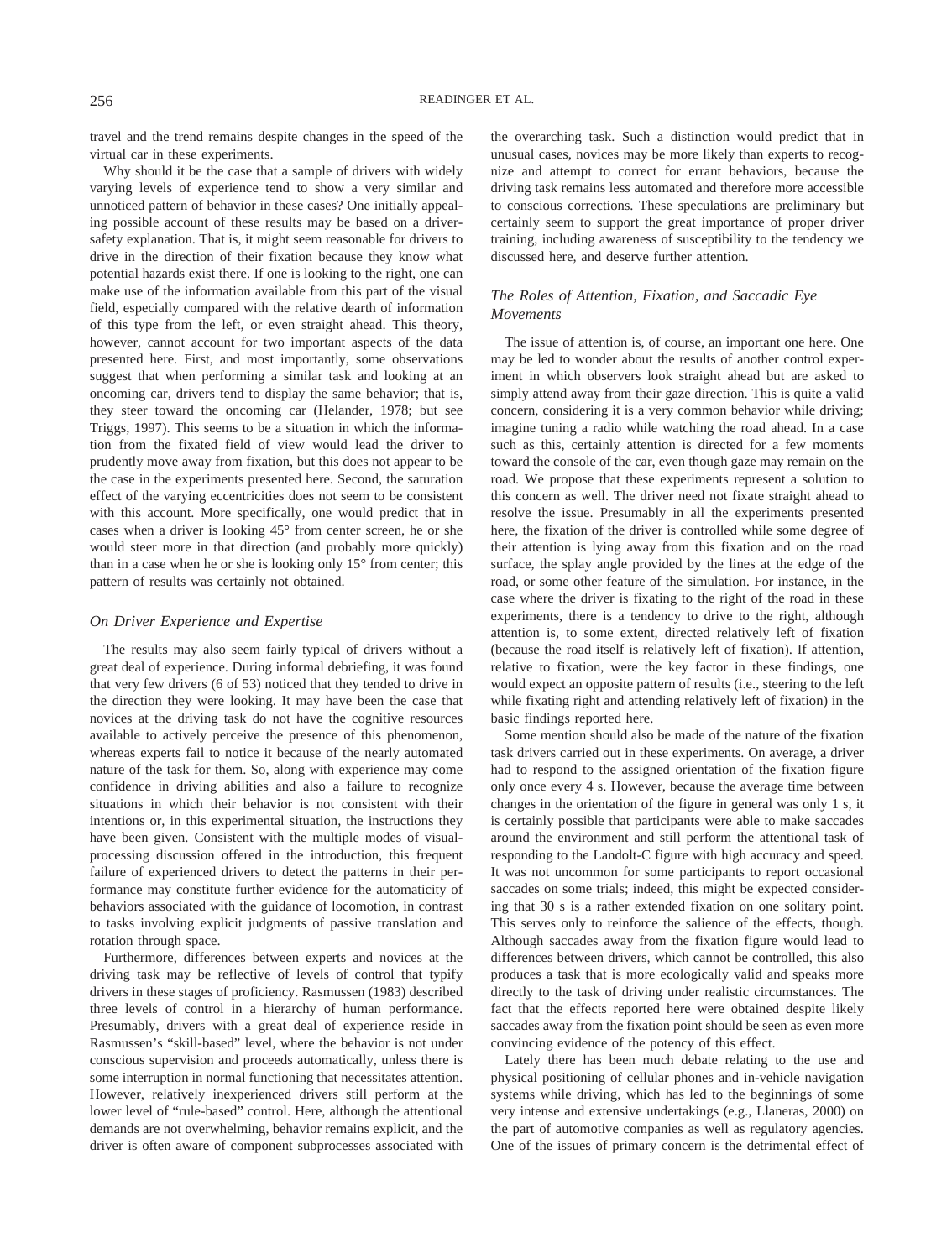travel and the trend remains despite changes in the speed of the virtual car in these experiments.

Why should it be the case that a sample of drivers with widely varying levels of experience tend to show a very similar and unnoticed pattern of behavior in these cases? One initially appealing possible account of these results may be based on a driver-safety explanation. That is, it might seem reasonable for drivers to drive in the direction of their fixation because they know what potential hazards exist there. If one is looking to the right, one can make use of the information available from this part of the visual field, especially compared with the relative dearth of information of this type from the left, or even straight ahead. This theory, however, cannot account for two important aspects of the data presented here. First, and most importantly, some observations suggest that when performing a similar task and looking at an oncoming car, drivers tend to display the same behavior; that is, they steer toward the oncoming car (Helander, 1978; but see Triggs, 1997). This seems to be a situation in which the information from the fixated field of view would lead the driver to prudently move away from fixation, but this does not appear to be the case in the experiments presented here. Second, the saturation effect of the varying eccentricities does not seem to be consistent with this account. More specifically, one would predict that in cases when a driver is looking 45° from center screen, he or she would steer more in that direction (and probably more quickly) than in a case when he or she is looking only 15° from center; this pattern of results was certainly not obtained.

### On Driver Experience and Expertise

The results may also seem fairly typical of drivers without a great deal of experience. During informal debriefing, it was found that very few drivers (6 of 53) noticed that they tended to drive in the direction they were looking. It may have been the case that novices at the driving task do not have the cognitive resources available to actively perceive the presence of this phenomenon, whereas experts fail to notice it because of the nearly automated nature of the task for them. So, along with experience may come confidence in driving abilities and also a failure to recognize situations in which their behavior is not consistent with their intentions or, in this experimental situation, the instructions they have been given. Consistent with the multiple modes of visual-processing discussion offered in the introduction, this frequent failure of experienced drivers to detect the patterns in their performance may constitute further evidence for the automaticity of behaviors associated with the guidance of locomotion, in contrast to tasks involving explicit judgments of passive translation and rotation through space.

Furthermore, differences between experts and novices at the driving task may be reflective of levels of control that typify drivers in these stages of proficiency. Rasmussen (1983) described three levels of control in a hierarchy of human performance. Presumably, drivers with a great deal of experience reside in Rasmussen's "skill-based" level, where the behavior is not under conscious supervision and proceeds automatically, unless there is some interruption in normal functioning that necessitates attention. However, relatively inexperienced drivers still perform at the lower level of "rule-based" control. Here, although the attentional demands are not overwhelming, behavior remains explicit, and the driver is often aware of component subprocesses associated with the overarching task. Such a distinction would predict that in unusual cases, novices may be more likely than experts to recognize and attempt to correct for errant behaviors, because the driving task remains less automated and therefore more accessible to conscious corrections. These speculations are preliminary but certainly seem to support the great importance of proper driver training, including awareness of susceptibility to the tendency we discussed here, and deserve further attention.

### The Roles of Attention, Fixation, and Saccadic Eye Movements

The issue of attention is, of course, an important one here. One may be led to wonder about the results of another control experiment in which observers look straight ahead but are asked to simply attend away from their gaze direction. This is quite a valid concern, considering it is a very common behavior while driving; imagine tuning a radio while watching the road ahead. In a case such as this, certainly attention is directed for a few moments toward the console of the car, even though gaze may remain on the road. We propose that these experiments represent a solution to this concern as well. The driver need not fixate straight ahead to resolve the issue. Presumably in all the experiments presented here, the fixation of the driver is controlled while some degree of their attention is lying away from this fixation and on the road surface, the splay angle provided by the lines at the edge of the road, or some other feature of the simulation. For instance, in the case where the driver is fixating to the right of the road in these experiments, there is a tendency to drive to the right, although attention is, to some extent, directed relatively left of fixation (because the road itself is relatively left of fixation). If attention, relative to fixation, were the key factor in these findings, one would expect an opposite pattern of results (i.e., steering to the left while fixating right and attending relatively left of fixation) in the basic findings reported here.

Some mention should also be made of the nature of the fixation task drivers carried out in these experiments. On average, a driver had to respond to the assigned orientation of the fixation figure only once every 4 s. However, because the average time between changes in the orientation of the figure in general was only 1 s, it is certainly possible that participants were able to make saccades around the environment and still perform the attentional task of responding to the Landolt-C figure with high accuracy and speed. It was not uncommon for some participants to report occasional saccades on some trials; indeed, this might be expected considering that 30 s is a rather extended fixation on one solitary point. This serves only to reinforce the salience of the effects, though. Although saccades away from the fixation figure would lead to differences between drivers, which cannot be controlled, this also produces a task that is more ecologically valid and speaks more directly to the task of driving under realistic circumstances. The fact that the effects reported here were obtained despite likely saccades away from the fixation point should be seen as even more convincing evidence of the potency of this effect.

Lately there has been much debate relating to the use and physical positioning of cellular phones and in-vehicle navigation systems while driving, which has led to the beginnings of some very intense and extensive undertakings (e.g., Llaneras, 2000) on the part of automotive companies as well as regulatory agencies. One of the issues of primary concern is the detrimental effect of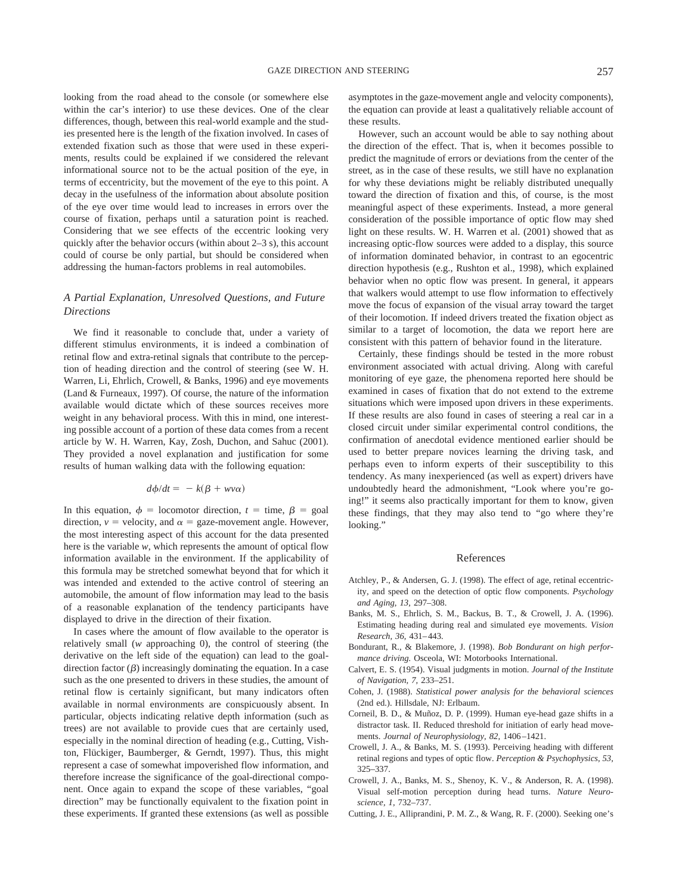looking from the road ahead to the console (or somewhere else within the car's interior) to use these devices. One of the clear differences, though, between this real-world example and the studies presented here is the length of the fixation involved. In cases of extended fixation such as those that were used in these experiments, results could be explained if we considered the relevant informational source not to be the actual position of the eye, in terms of eccentricity, but the movement of the eye to this point. A decay in the usefulness of the information about absolute position of the eye over time would lead to increases in errors over the course of fixation, perhaps until a saturation point is reached. Considering that we see effects of the eccentric looking very quickly after the behavior occurs (within about 2–3 s), this account could of course be only partial, but should be considered when addressing the human-factors problems in real automobiles.

### *A Partial Explanation, Unresolved Questions, and Future Directions*

We find it reasonable to conclude that, under a variety of different stimulus environments, it is indeed a combination of retinal flow and extra-retinal signals that contribute to the perception of heading direction and the control of steering (see W. H. Warren, Li, Ehrlich, Crowell, & Banks, 1996) and eye movements (Land & Furneaux, 1997). Of course, the nature of the information available would dictate which of these sources receives more weight in any behavioral process. With this in mind, one interesting possible account of a portion of these data comes from a recent article by W. H. Warren, Kay, Zosh, Duchon, and Sahuc (2001). They provided a novel explanation and justification for some results of human walking data with the following equation:

$$d\phi/dt = -k(\beta + wv\alpha)$$

In this equation, $\phi$ = locomotor direction, $t$ = time, $\beta$ = goal direction, $v$ = velocity, and $\alpha$ = gaze-movement angle. However, the most interesting aspect of this account for the data presented here is the variable $w$, which represents the amount of optical flow information available in the environment. If the applicability of this formula may be stretched somewhat beyond that for which it was intended and extended to the active control of steering an automobile, the amount of flow information may lead to the basis of a reasonable explanation of the tendency participants have displayed to drive in the direction of their fixation.

In cases where the amount of flow available to the operator is relatively small ($w$ approaching 0), the control of steering (the derivative on the left side of the equation) can lead to the goal-direction factor ($\beta$) increasingly dominating the equation. In a case such as the one presented to drivers in these studies, the amount of retinal flow is certainly significant, but many indicators often available in normal environments are conspicuously absent. In particular, objects indicating relative depth information (such as trees) are not available to provide cues that are certainly used, especially in the nominal direction of heading (e.g., Cutting, Vishton, Flückiger, Baumberger, & Gerndt, 1997). Thus, this might represent a case of somewhat impoverished flow information, and therefore increase the significance of the goal-directional component. Once again to expand the scope of these variables, "goal direction" may be functionally equivalent to the fixation point in these experiments. If granted these extensions (as well as possible asymptotes in the gaze-movement angle and velocity components), the equation can provide at least a qualitatively reliable account of these results.

However, such an account would be able to say nothing about the direction of the effect. That is, when it becomes possible to predict the magnitude of errors or deviations from the center of the street, as in the case of these results, we still have no explanation for why these deviations might be reliably distributed unequally toward the direction of fixation and this, of course, is the most meaningful aspect of these experiments. Instead, a more general consideration of the possible importance of optic flow may shed light on these results. W. H. Warren et al. (2001) showed that as increasing optic-flow sources were added to a display, this source of information dominated behavior, in contrast to an egocentric direction hypothesis (e.g., Rushton et al., 1998), which explained behavior when no optic flow was present. In general, it appears that walkers would attempt to use flow information to effectively move the focus of expansion of the visual array toward the target of their locomotion. If indeed drivers treated the fixation object as similar to a target of locomotion, the data we report here are consistent with this pattern of behavior found in the literature.

Certainly, these findings should be tested in the more robust environment associated with actual driving. Along with careful monitoring of eye gaze, the phenomena reported here should be examined in cases of fixation that do not extend to the extreme situations which were imposed upon drivers in these experiments. If these results are also found in cases of steering a real car in a closed circuit under similar experimental control conditions, the confirmation of anecdotal evidence mentioned earlier should be used to better prepare novices learning the driving task, and perhaps even to inform experts of their susceptibility to this tendency. As many inexperienced (as well as expert) drivers have undoubtedly heard the admonishment, "Look where you're going!" it seems also practically important for them to know, given these findings, that they may also tend to "go where they're looking."

## References

Atchley, P., & Andersen, G. J. (1998). The effect of age, retinal eccentricity, and speed on the detection of optic flow components. *Psychology and Aging, 13,* 297–308.

Banks, M. S., Ehrlich, S. M., Backus, B. T., & Crowell, J. A. (1996). Estimating heading during real and simulated eye movements. *Vision Research, 36,* 431–443.

Bondurant, R., & Blakemore, J. (1998). *Bob Bondurant on high performance driving.* Osceola, WI: Motorbooks International.

Calvert, E. S. (1954). Visual judgments in motion. *Journal of the Institute of Navigation, 7,* 233–251.

Cohen, J. (1988). *Statistical power analysis for the behavioral sciences* (2nd ed.). Hillsdale, NJ: Erlbaum.

Corneil, B. D., & Muñoz, D. P. (1999). Human eye-head gaze shifts in a distractor task. II. Reduced threshold for initiation of early head movements. *Journal of Neurophysiology, 82,* 1406–1421.

Crowell, J. A., & Banks, M. S. (1993). Perceiving heading with different retinal regions and types of optic flow. *Perception & Psychophysics, 53,* 325–337.

Crowell, J. A., Banks, M. S., Shenoy, K. V., & Anderson, R. A. (1998). Visual self-motion perception during head turns. *Nature Neuroscience, 1,* 732–737.

Cutting, J. E., Alliprandini, P. M. Z., & Wang, R. F. (2000). Seeking one's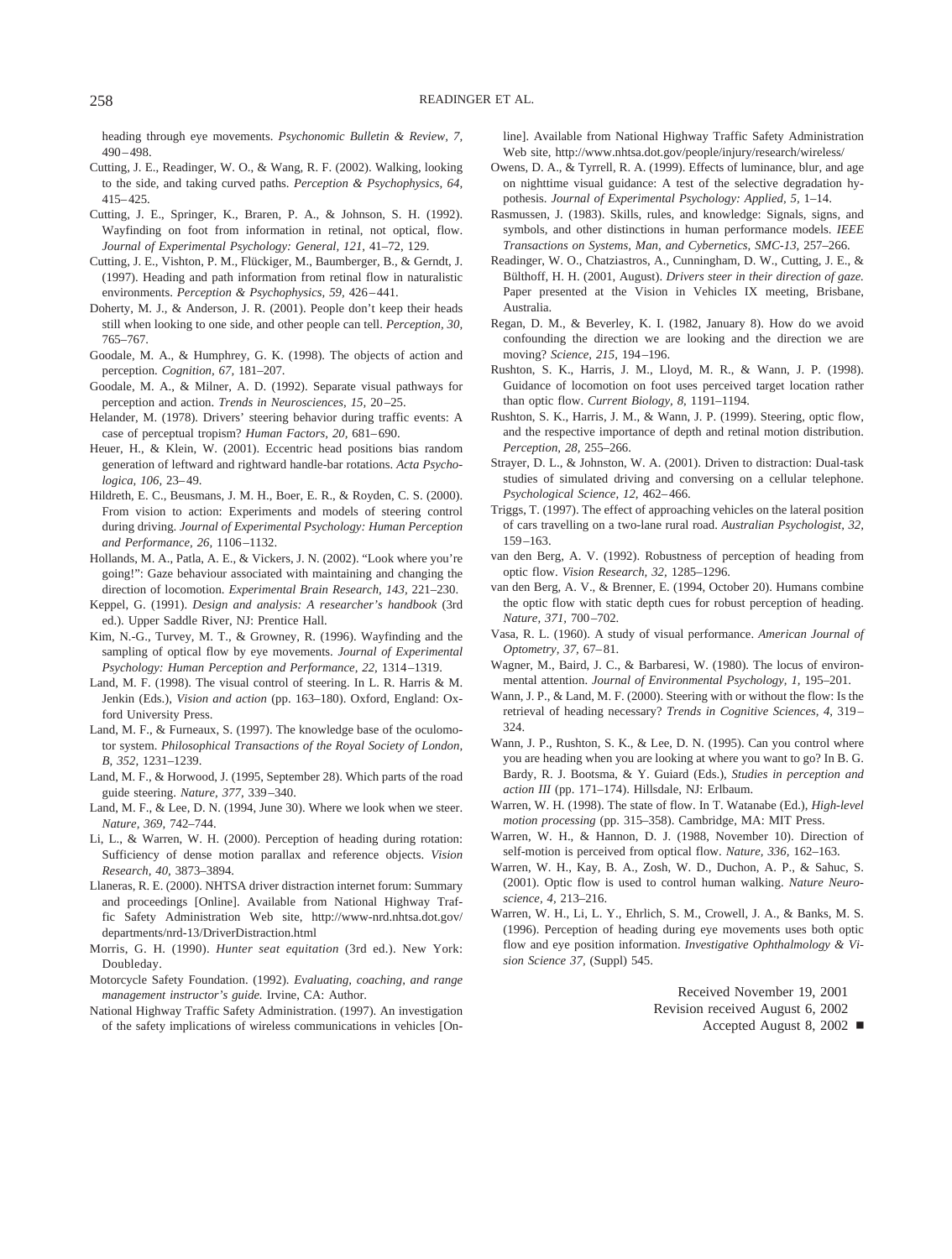heading through eye movements. *Psychonomic Bulletin & Review, 7,* 490–498.

Cutting, J. E., Readinger, W. O., & Wang, R. F. (2002). Walking, looking to the side, and taking curved paths. *Perception & Psychophysics, 64,* 415–425.

Cutting, J. E., Springer, K., Braren, P. A., & Johnson, S. H. (1992). Wayfinding on foot from information in retinal, not optical, flow. *Journal of Experimental Psychology: General, 121,* 41–72, 129.

Cutting, J. E., Vishton, P. M., Flückiger, M., Baumberger, B., & Gerndt, J. (1997). Heading and path information from retinal flow in naturalistic environments. *Perception & Psychophysics, 59,* 426–441.

Doherty, M. J., & Anderson, J. R. (2001). People don't keep their heads still when looking to one side, and other people can tell. *Perception, 30,* 765–767.

Goodale, M. A., & Humphrey, G. K. (1998). The objects of action and perception. *Cognition, 67,* 181–207.

Goodale, M. A., & Milner, A. D. (1992). Separate visual pathways for perception and action. *Trends in Neurosciences, 15,* 20–25.

Helander, M. (1978). Drivers' steering behavior during traffic events: A case of perceptual tropism? *Human Factors, 20,* 681–690.

Heuer, H., & Klein, W. (2001). Eccentric head positions bias random generation of leftward and rightward handle-bar rotations. *Acta Psychologica, 106,* 23–49.

Hildreth, E. C., Beusmans, J. M. H., Boer, E. R., & Royden, C. S. (2000). From vision to action: Experiments and models of steering control during driving. *Journal of Experimental Psychology: Human Perception and Performance, 26,* 1106–1132.

Hollands, M. A., Patla, A. E., & Vickers, J. N. (2002). "Look where you're going!": Gaze behaviour associated with maintaining and changing the direction of locomotion. *Experimental Brain Research, 143,* 221–230.

Keppel, G. (1991). *Design and analysis: A researcher's handbook* (3rd ed.). Upper Saddle River, NJ: Prentice Hall.

Kim, N.-G., Turvey, M. T., & Growney, R. (1996). Wayfinding and the sampling of optical flow by eye movements. *Journal of Experimental Psychology: Human Perception and Performance, 22,* 1314–1319.

Land, M. F. (1998). The visual control of steering. In L. R. Harris & M. Jenkin (Eds.), *Vision and action* (pp. 163–180). Oxford, England: Oxford University Press.

Land, M. F., & Furneaux, S. (1997). The knowledge base of the oculomotor system. *Philosophical Transactions of the Royal Society of London, B, 352,* 1231–1239.

Land, M. F., & Horwood, J. (1995, September 28). Which parts of the road guide steering. *Nature, 377,* 339–340.

Land, M. F., & Lee, D. N. (1994, June 30). Where we look when we steer. *Nature, 369,* 742–744.

Li, L., & Warren, W. H. (2000). Perception of heading during rotation: Sufficiency of dense motion parallax and reference objects. *Vision Research, 40,* 3873–3894.

Llaneras, R. E. (2000). NHTSA driver distraction internet forum: Summary and proceedings [Online]. Available from National Highway Traffic Safety Administration Web site, http://www-nrd.nhtsa.dot.gov/departments/nrd-13/DriverDistraction.html

Morris, G. H. (1990). *Hunter seat equitation* (3rd ed.). New York: Doubleday.

Motorcycle Safety Foundation. (1992). *Evaluating, coaching, and range management instructor's guide.* Irvine, CA: Author.

National Highway Traffic Safety Administration. (1997). An investigation of the safety implications of wireless communications in vehicles [Online]. Available from National Highway Traffic Safety Administration Web site, http://www.nhtsa.dot.gov/people/injury/research/wireless/

Owens, D. A., & Tyrrell, R. A. (1999). Effects of luminance, blur, and age on nighttime visual guidance: A test of the selective degradation hypothesis. *Journal of Experimental Psychology: Applied, 5,* 1–14.

Rasmussen, J. (1983). Skills, rules, and knowledge: Signals, signs, and symbols, and other distinctions in human performance models. *IEEE Transactions on Systems, Man, and Cybernetics, SMC-13,* 257–266.

Readinger, W. O., Chatziastros, A., Cunningham, D. W., Cutting, J. E., & Bülthoff, H. H. (2001, August). *Drivers steer in their direction of gaze.* Paper presented at the Vision in Vehicles IX meeting, Brisbane, Australia.

Regan, D. M., & Beverley, K. I. (1982, January 8). How do we avoid confounding the direction we are looking and the direction we are moving? *Science, 215,* 194–196.

Rushton, S. K., Harris, J. M., Lloyd, M. R., & Wann, J. P. (1998). Guidance of locomotion on foot uses perceived target location rather than optic flow. *Current Biology, 8,* 1191–1194.

Rushton, S. K., Harris, J. M., & Wann, J. P. (1999). Steering, optic flow, and the respective importance of depth and retinal motion distribution. *Perception, 28,* 255–266.

Strayer, D. L., & Johnston, W. A. (2001). Driven to distraction: Dual-task studies of simulated driving and conversing on a cellular telephone. *Psychological Science, 12,* 462–466.

Triggs, T. (1997). The effect of approaching vehicles on the lateral position of cars travelling on a two-lane rural road. *Australian Psychologist, 32,* 159–163.

van den Berg, A. V. (1992). Robustness of perception of heading from optic flow. *Vision Research, 32,* 1285–1296.

van den Berg, A. V., & Brenner, E. (1994, October 20). Humans combine the optic flow with static depth cues for robust perception of heading. *Nature, 371,* 700–702.

Vasa, R. L. (1960). A study of visual performance. *American Journal of Optometry, 37,* 67–81.

Wagner, M., Baird, J. C., & Barbaresi, W. (1980). The locus of environmental attention. *Journal of Environmental Psychology, 1,* 195–201.

Wann, J. P., & Land, M. F. (2000). Steering with or without the flow: Is the retrieval of heading necessary? *Trends in Cognitive Sciences, 4,* 319–324.

Wann, J. P., Rushton, S. K., & Lee, D. N. (1995). Can you control where you are heading when you are looking at where you want to go? In B. G. Bardy, R. J. Bootsma, & Y. Guiard (Eds.), *Studies in perception and action III* (pp. 171–174). Hillsdale, NJ: Erlbaum.

Warren, W. H. (1998). The state of flow. In T. Watanabe (Ed.), *High-level motion processing* (pp. 315–358). Cambridge, MA: MIT Press.

Warren, W. H., & Hannon, D. J. (1988, November 10). Direction of self-motion is perceived from optical flow. *Nature, 336,* 162–163.

Warren, W. H., Kay, B. A., Zosh, W. D., Duchon, A. P., & Sahuc, S. (2001). Optic flow is used to control human walking. *Nature Neuroscience, 4,* 213–216.

Warren, W. H., Li, L. Y., Ehrlich, S. M., Crowell, J. A., & Banks, M. S. (1996). Perception of heading during eye movements uses both optic flow and eye position information. *Investigative Ophthalmology & Vision Science 37,* (Suppl) 545.

Received November 19, 2001
Revision received August 6, 2002
Accepted August 8, 2002 ■